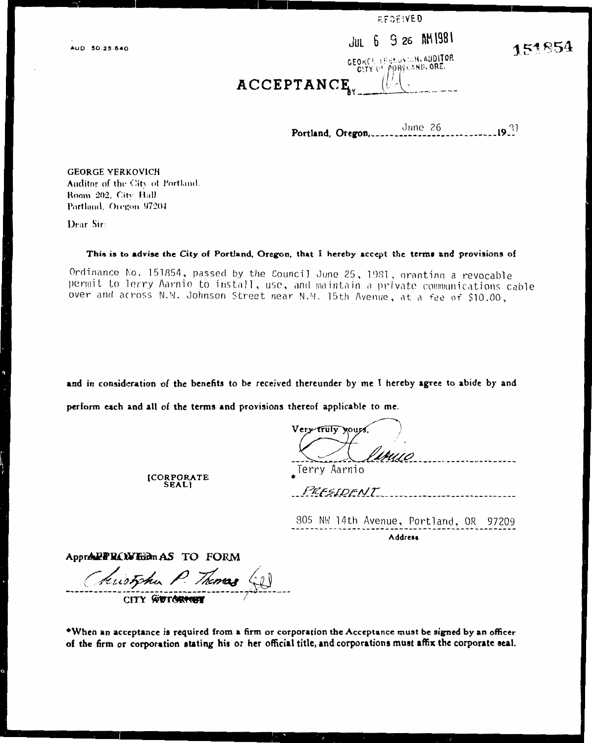AUD 50.25.640

RECEIVED

JUL 6 9 26 AM 1981

GEORGE YERKOVICH, AUDITOR
CITY OF PORTLAND, ORE.

151854

# ACCEPTANCE

BY ________

Portland, Oregon, June 26 1981

GEORGE YERKOVICH
Auditor of the City of Portland
Room 202, City Hall
Portland, Oregon 97204

Dear Sir:

**This is to advise the City of Portland, Oregon, that I hereby accept the terms and provisions of**

Ordinance No. 151854, passed by the Council June 25, 1981, granting a revocable permit to Terry Aarnio to install, use, and maintain a private communications cable over and across N.W. Johnson Street near N.W. 15th Avenue, at a fee of $10.00,

**and in consideration of the benefits to be received thereunder by me I hereby agree to abide by and perform each and all of the terms and provisions thereof applicable to me.**

Very truly yours,

T. Aarnio

*Terry Aarnio

PRESIDENT

805 NW 14th Avenue, Portland, OR 97209
Address

[CORPORATE SEAL]

APPROVED AS TO FORM

Christopher P. Thomas

CITY ATTORNEY

***When an acceptance is required from a firm or corporation the Acceptance must be signed by an officer of the firm or corporation stating his or her official title, and corporations must affix the corporate seal.**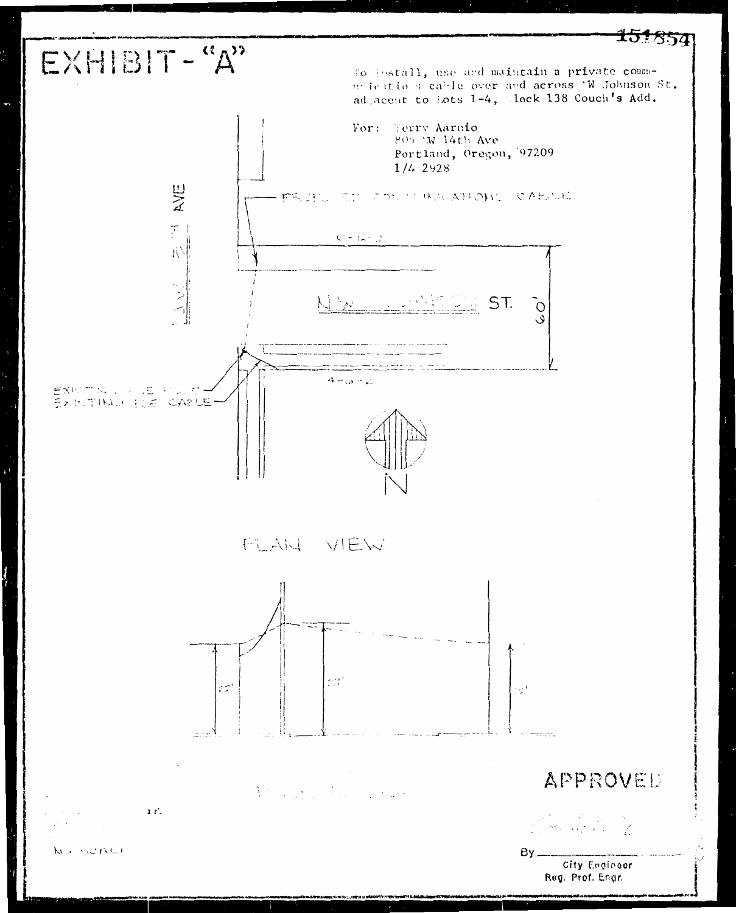151854

# EXHIBIT - "A"

To install, use and maintain a private communication cable over and across NW Johnson St. adjacent to Lots 1-4, Block 138 Couch's Add.

For: Terry Aarnio
805 NW 14th Ave
Portland, Oregon, 97209
1/4 2928

PROPOSED COMMUNICATIONS CABLE

NW 14TH AVE

NW JOHNSON ST.

60'

EXISTING PGE POLE

EXISTING PGE CABLE

N

PLAN VIEW

APPROVED

By ______
City Engineer
Reg. Prof. Engr.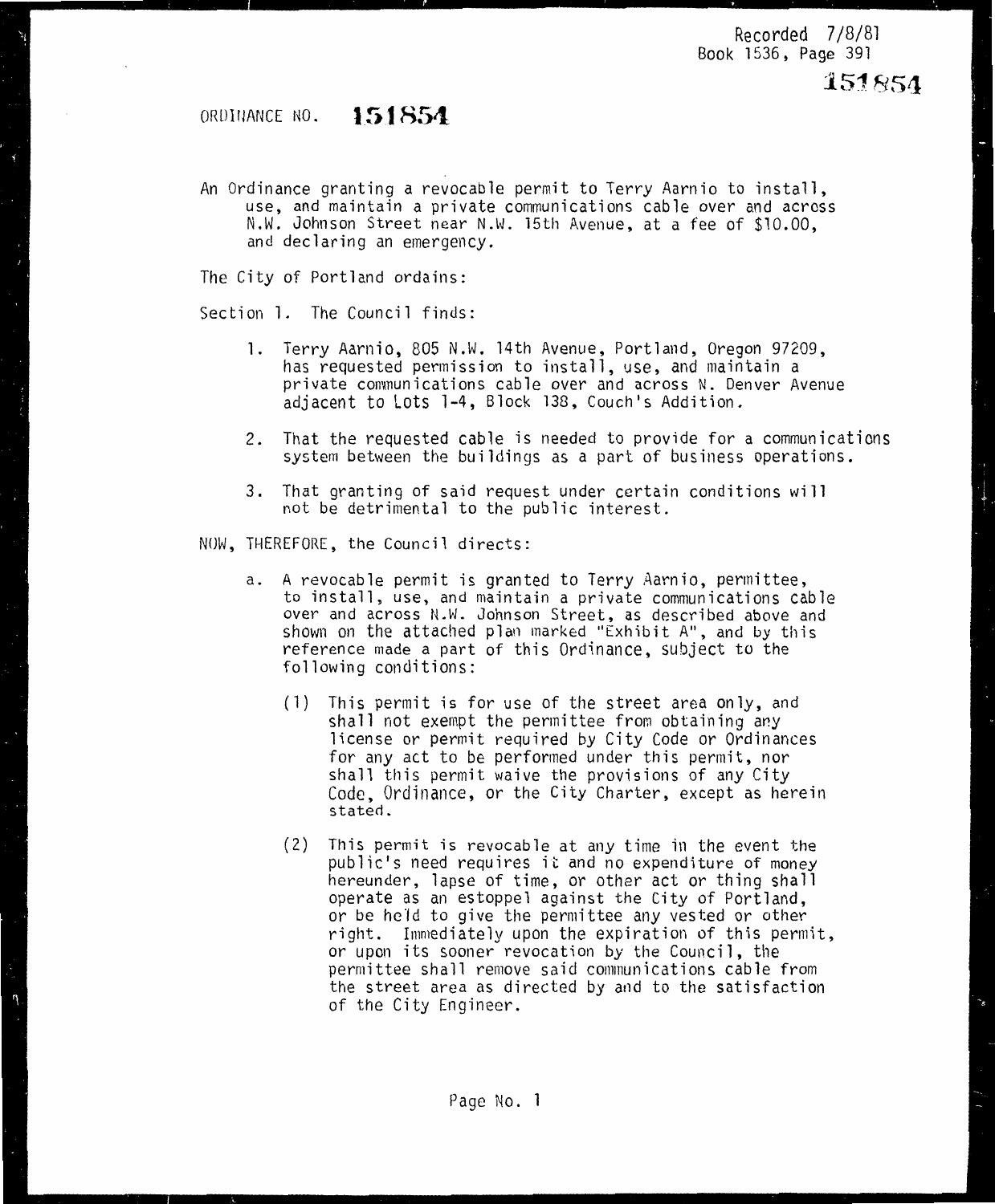Recorded 7/8/81
Book 1536, Page 391

151854

ORDINANCE NO. **151854**

An Ordinance granting a revocable permit to Terry Aarnio to install, use, and maintain a private communications cable over and across N.W. Johnson Street near N.W. 15th Avenue, at a fee of $10.00, and declaring an emergency.

The City of Portland ordains:

Section 1. The Council finds:

1. Terry Aarnio, 805 N.W. 14th Avenue, Portland, Oregon 97209, has requested permission to install, use, and maintain a private communications cable over and across N. Denver Avenue adjacent to Lots 1-4, Block 138, Couch's Addition.

2. That the requested cable is needed to provide for a communications system between the buildings as a part of business operations.

3. That granting of said request under certain conditions will not be detrimental to the public interest.

NOW, THEREFORE, the Council directs:

a. A revocable permit is granted to Terry Aarnio, permittee, to install, use, and maintain a private communications cable over and across N.W. Johnson Street, as described above and shown on the attached plan marked "Exhibit A", and by this reference made a part of this Ordinance, subject to the following conditions:

   (1) This permit is for use of the street area only, and shall not exempt the permittee from obtaining any license or permit required by City Code or Ordinances for any act to be performed under this permit, nor shall this permit waive the provisions of any City Code, Ordinance, or the City Charter, except as herein stated.

   (2) This permit is revocable at any time in the event the public's need requires it and no expenditure of money hereunder, lapse of time, or other act or thing shall operate as an estoppel against the City of Portland, or be held to give the permittee any vested or other right. Immediately upon the expiration of this permit, or upon its sooner revocation by the Council, the permittee shall remove said communications cable from the street area as directed by and to the satisfaction of the City Engineer.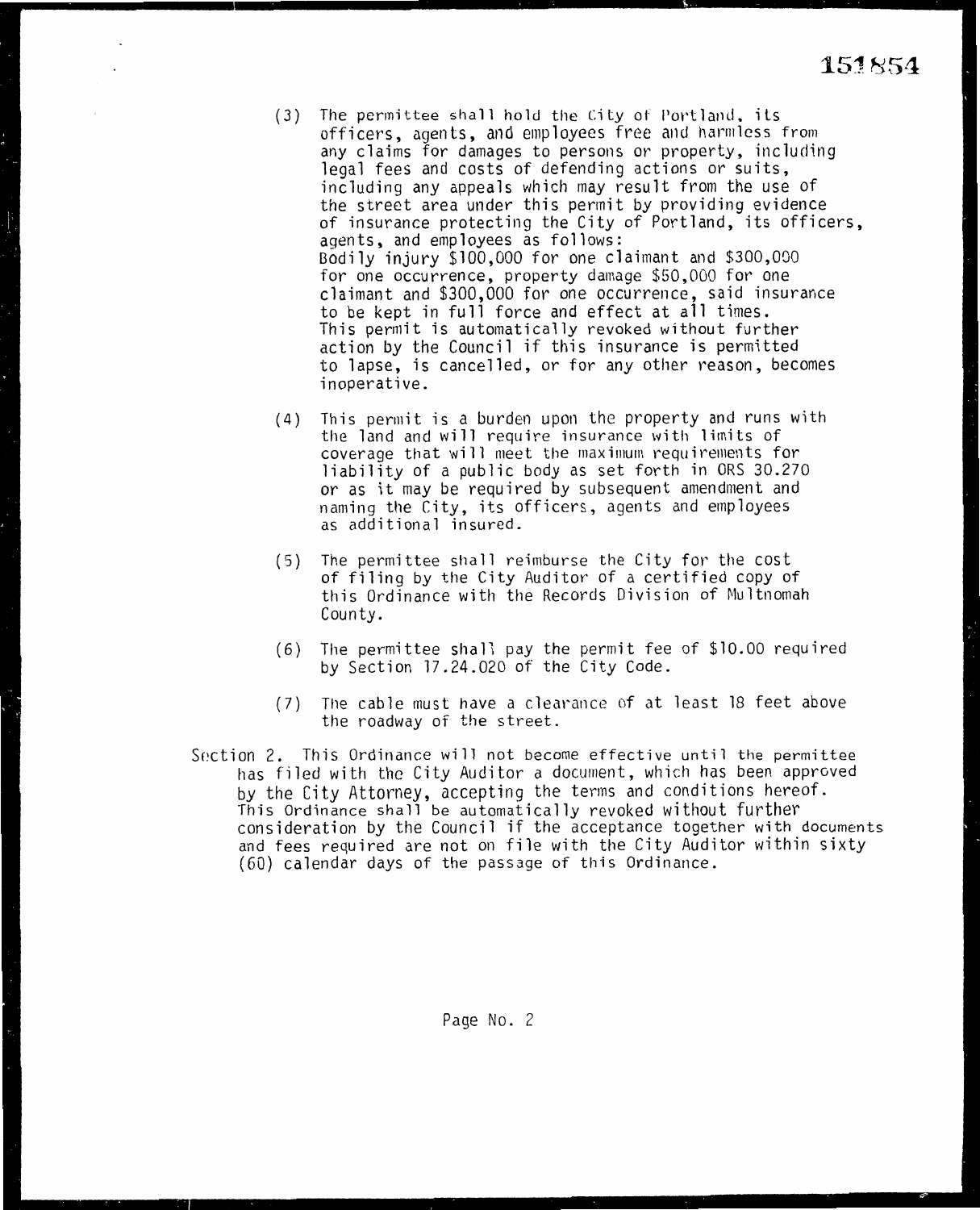151854

(3) The permittee shall hold the City of Portland, its officers, agents, and employees free and harmless from any claims for damages to persons or property, including legal fees and costs of defending actions or suits, including any appeals which may result from the use of the street area under this permit by providing evidence of insurance protecting the City of Portland, its officers, agents, and employees as follows:
Bodily injury $100,000 for one claimant and $300,000 for one occurrence, property damage $50,000 for one claimant and $300,000 for one occurrence, said insurance to be kept in full force and effect at all times. This permit is automatically revoked without further action by the Council if this insurance is permitted to lapse, is cancelled, or for any other reason, becomes inoperative.

(4) This permit is a burden upon the property and runs with the land and will require insurance with limits of coverage that will meet the maximum requirements for liability of a public body as set forth in ORS 30.270 or as it may be required by subsequent amendment and naming the City, its officers, agents and employees as additional insured.

(5) The permittee shall reimburse the City for the cost of filing by the City Auditor of a certified copy of this Ordinance with the Records Division of Multnomah County.

(6) The permittee shall pay the permit fee of $10.00 required by Section 17.24.020 of the City Code.

(7) The cable must have a clearance of at least 18 feet above the roadway of the street.

Section 2. This Ordinance will not become effective until the permittee has filed with the City Auditor a document, which has been approved by the City Attorney, accepting the terms and conditions hereof. This Ordinance shall be automatically revoked without further consideration by the Council if the acceptance together with documents and fees required are not on file with the City Auditor within sixty (60) calendar days of the passage of this Ordinance.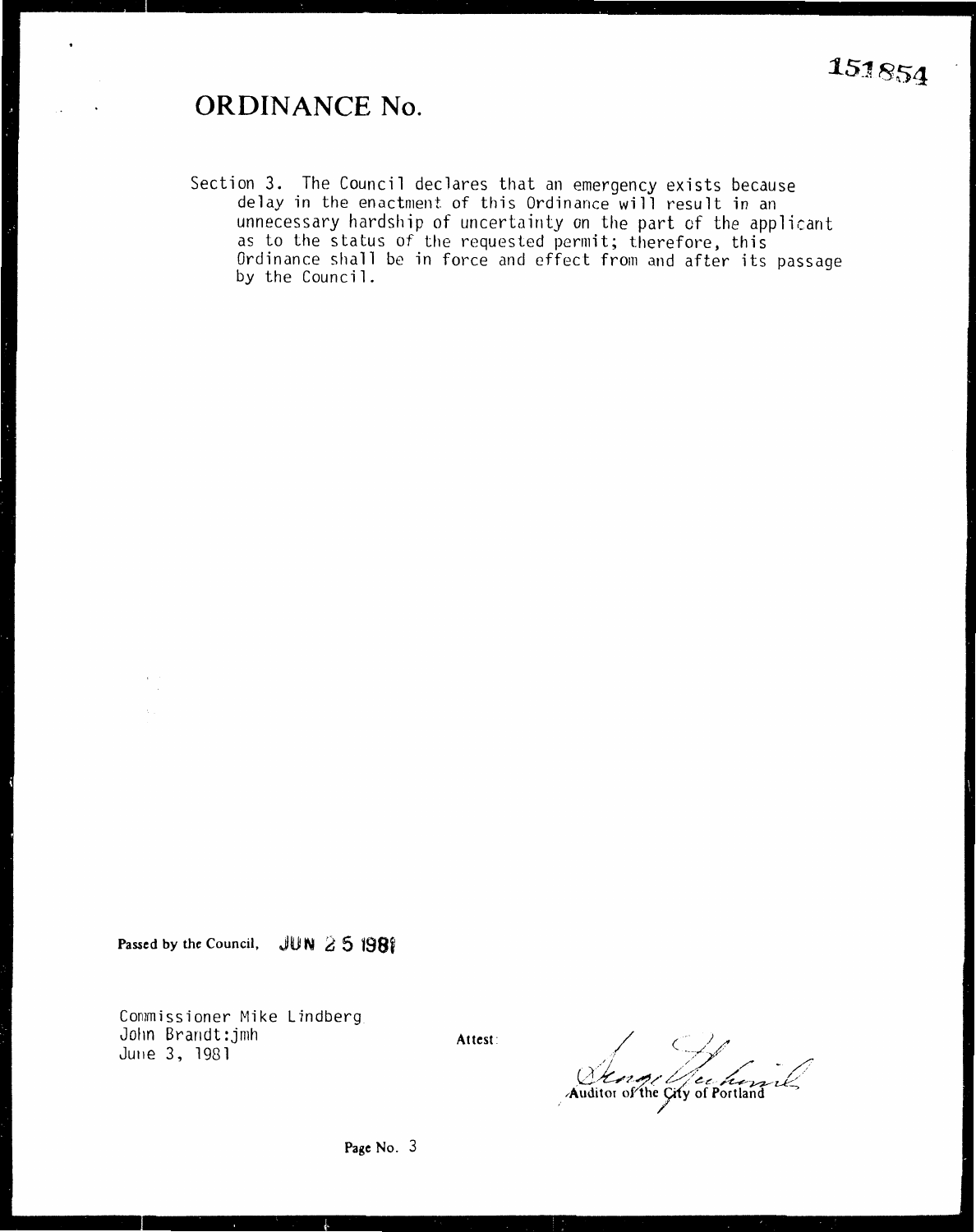151854

# ORDINANCE No.

Section 3. The Council declares that an emergency exists because delay in the enactment of this Ordinance will result in an unnecessary hardship of uncertainty on the part of the applicant as to the status of the requested permit; therefore, this Ordinance shall be in force and effect from and after its passage by the Council.

Passed by the Council, JUN 25 1981

Commissioner Mike Lindberg
John Brandt:jmh
June 3, 1981

Attest:

Auditor of the City of Portland

Page No. 3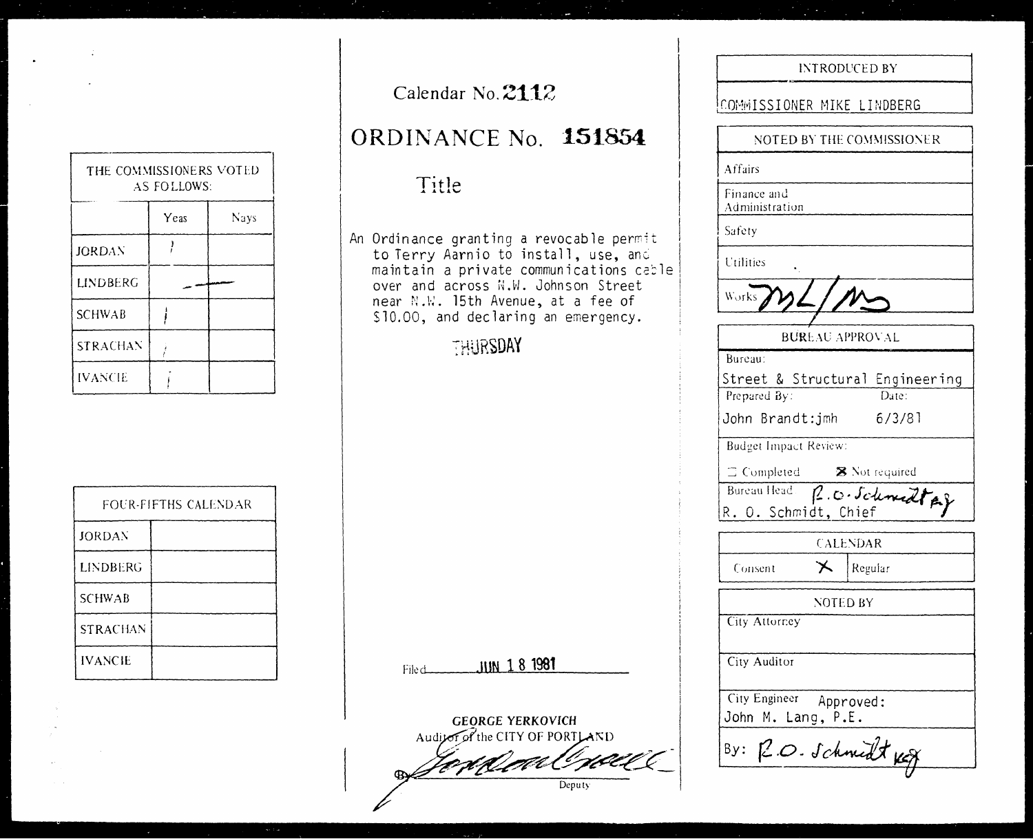Calendar No. 2112

# ORDINANCE No. 151854

## Title

An Ordinance granting a revocable permit to Terry Aarnio to install, use, and maintain a private communications cable over and across N.W. Johnson Street near N.W. 15th Avenue, at a fee of $10.00, and declaring an emergency.

THURSDAY

Filed JUN 18 1981

**GEORGE YERKOVICH**
Auditor of the CITY OF PORTLAND

By _______________ Deputy

| THE COMMISSIONERS VOTED AS FOLLOWS: | | |
|---|---|---|
| | Yeas | Nays |
| JORDAN | / | |
| LINDBERG | — | — |
| SCHWAB | / | |
| STRACHAN | / | |
| IVANCIE | / | |

| FOUR-FIFTHS CALENDAR | |
|---|---|
| JORDAN | |
| LINDBERG | |
| SCHWAB | |
| STRACHAN | |
| IVANCIE | |

| INTRODUCED BY |
|---|
| COMMISSIONER MIKE LINDBERG |

| NOTED BY THE COMMISSIONER |
|---|
| Affairs |
| Finance and Administration |
| Safety |
| Utilities |
| Works ML/MS |

| BUREAU APPROVAL | |
|---|---|
| Bureau: Street & Structural Engineering | |
| Prepared By: John Brandt:jmh | Date: 6/3/81 |
| Budget Impact Review: ☐ Completed ☒ Not required | |
| Bureau Head R. O. Schmidt, Chief | |

| CALENDAR | | |
|---|---|---|
| Consent | X | Regular |

| NOTED BY |
|---|
| City Attorney |
| City Auditor |
| City Engineer Approved: John M. Lang, P.E. |
| By: R.O. Schmidt |